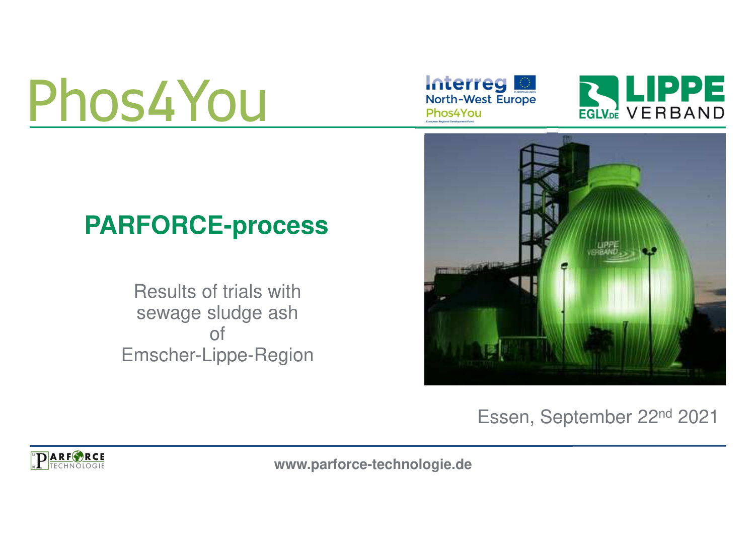# Phos4You

Interreg North-West Europe Phos4You

LIPPE VERBAND

## PARFORCE-process

Results of trials with sewage sludge ash of Emscher-Lippe-Region

Essen, September 22nd 2021

www.parforce-technologie.de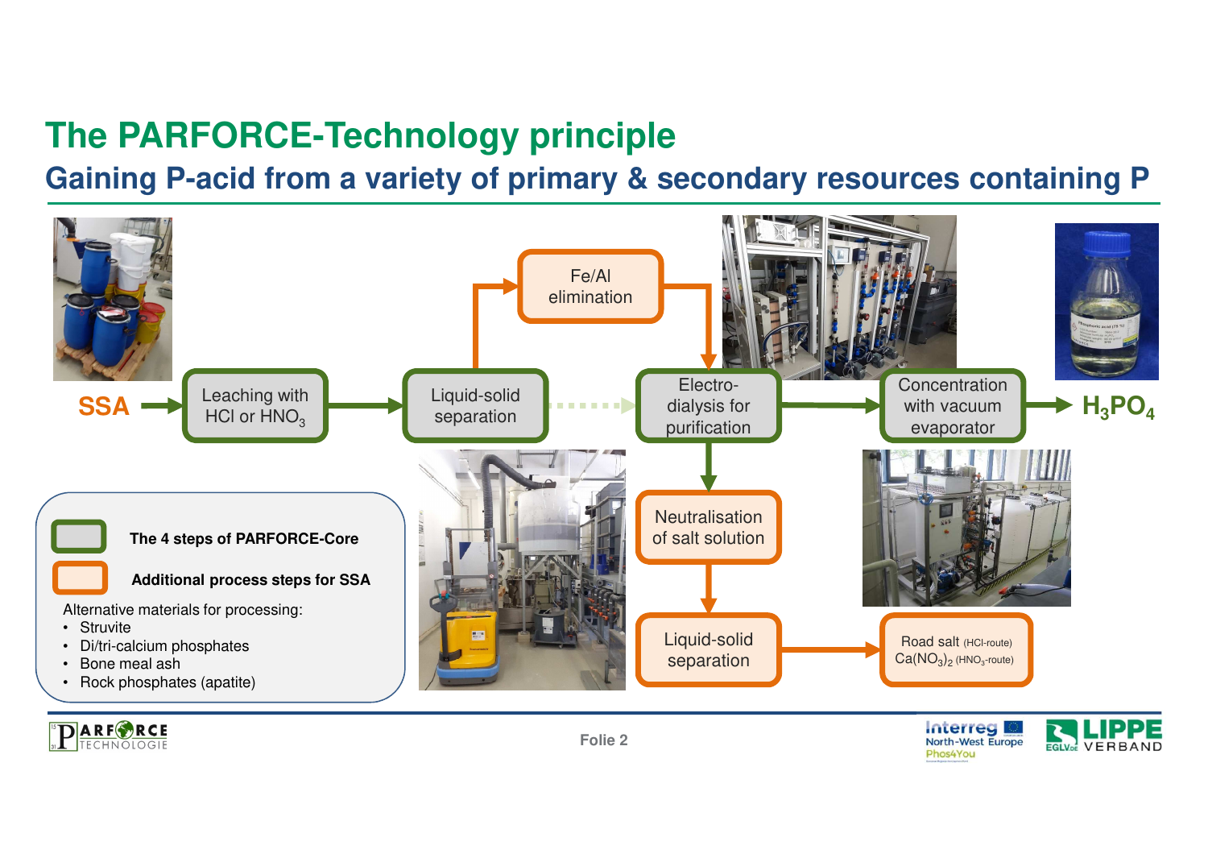# The PARFORCE-Technology principle

## Gaining P-acid from a variety of primary & secondary resources containing P

**SSA** → Leaching with HCl or $HNO_3$ → Liquid-solid separation → Electro-dialysis for purification → Concentration with vacuum evaporator → $H_3PO_4$

Liquid-solid separation → Fe/Al elimination → Electro-dialysis for purification

Electro-dialysis for purification → Neutralisation of salt solution → Liquid-solid separation → Road salt (HCl-route) $Ca(NO_3)_2$ ($HNO_3$-route)

**The 4 steps of PARFORCE-Core**

**Additional process steps for SSA**

Alternative materials for processing:

- Struvite
- Di/tri-calcium phosphates
- Bone meal ash
- Rock phosphates (apatite)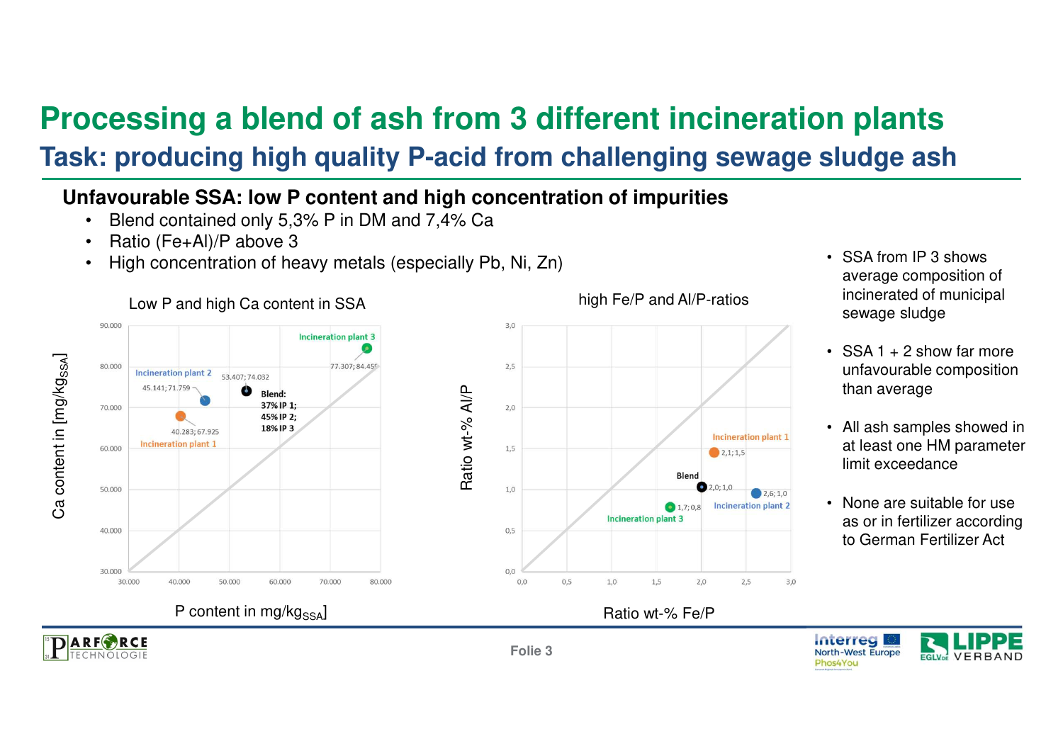# Processing a blend of ash from 3 different incineration plants

## Task: producing high quality P-acid from challenging sewage sludge ash

**Unfavourable SSA: low P content and high concentration of impurities**

- Blend contained only 5,3% P in DM and 7,4% Ca
- Ratio (Fe+Al)/P above 3
- High concentration of heavy metals (especially Pb, Ni, Zn)

Low P and high Ca content in SSA

| | P content in $mg/kg_{SSA}$ | Ca content in $mg/kg_{SSA}$ |
|---|---|---|
| Incineration plant 1 | 40.283 | 67.925 |
| Incineration plant 2 | 45.141 | 71.759 |
| Incineration plant 3 | 77.307 | 84.455 |
| Blend: 37% IP 1; 45% IP 2; 18% IP 3 | 53.407 | 74.032 |

high Fe/P and Al/P-ratios

| | Ratio wt-% Fe/P | Ratio wt-% Al/P |
|---|---|---|
| Incineration plant 1 | 2,1 | 1,5 |
| Incineration plant 2 | 2,6 | 1,0 |
| Incineration plant 3 | 1,7 | 0,8 |
| Blend | 2,0 | 1,0 |

- SSA from IP 3 shows average composition of incinerated of municipal sewage sludge
- SSA 1 + 2 show far more unfavourable composition than average
- All ash samples showed in at least one HM parameter limit exceedance
- None are suitable for use as or in fertilizer according to German Fertilizer Act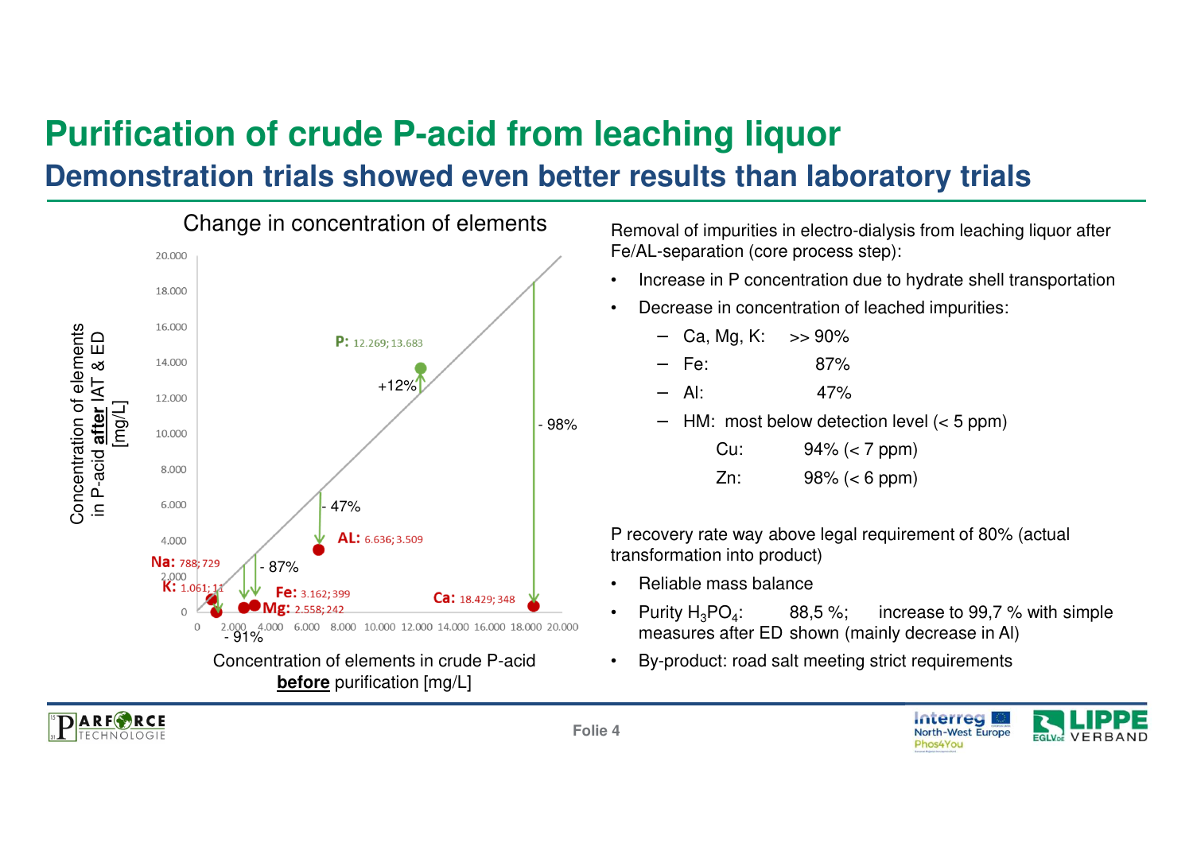# Purification of crude P-acid from leaching liquor

## Demonstration trials showed even better results than laboratory trials

**Change in concentration of elements**

| Element | Concentration in crude P-acid before purification [mg/L] | Concentration of elements in P-acid after IAT & ED [mg/L] | Change |
|---|---|---|---|
| P | 12.269 | 13.683 | +12% |
| AL | 6.636 | 3.509 | - 47% |
| Na | 788 | 729 | |
| K | 1.061 | 11 | |
| Fe | 3.162 | 399 | - 87% |
| Mg | 2.558 | 242 | - 91% |
| Ca | 18.429 | 348 | - 98% |

Removal of impurities in electro-dialysis from leaching liquor after Fe/AL-separation (core process step):

- Increase in P concentration due to hydrate shell transportation
- Decrease in concentration of leached impurities:
  - Ca, Mg, K: >> 90%
  - Fe: 87%
  - Al: 47%
  - HM: most below detection level (< 5 ppm)
    - Cu: 94% (< 7 ppm)
    - Zn: 98% (< 6 ppm)

P recovery rate way above legal requirement of 80% (actual transformation into product)

- Reliable mass balance
- Purity $H_3PO_4$: 88,5 %; increase to 99,7 % with simple measures after ED shown (mainly decrease in Al)
- By-product: road salt meeting strict requirements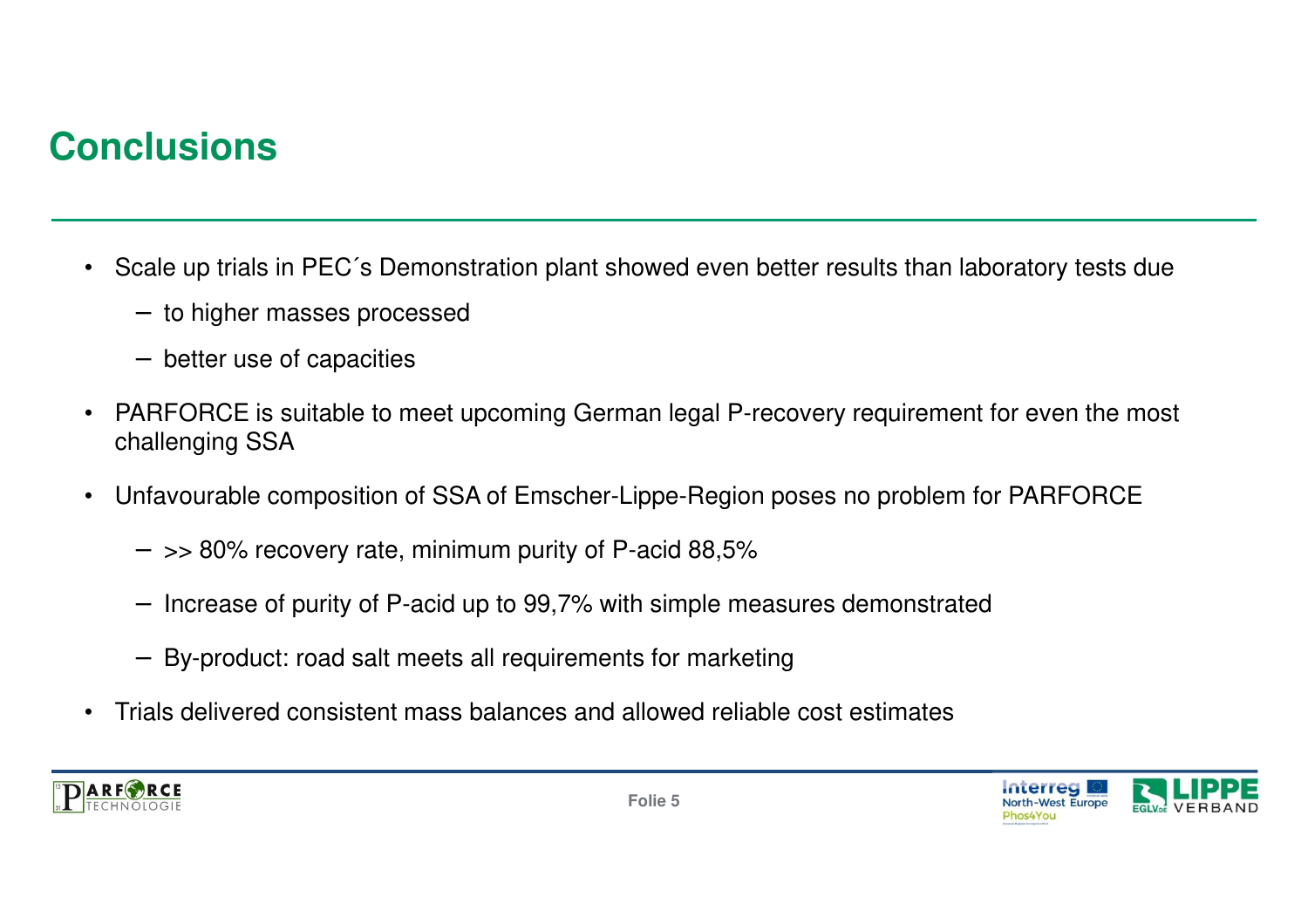# Conclusions

- Scale up trials in PEC´s Demonstration plant showed even better results than laboratory tests due
  - to higher masses processed
  - better use of capacities
- PARFORCE is suitable to meet upcoming German legal P-recovery requirement for even the most challenging SSA
- Unfavourable composition of SSA of Emscher-Lippe-Region poses no problem for PARFORCE
  - >> 80% recovery rate, minimum purity of P-acid 88,5%
  - Increase of purity of P-acid up to 99,7% with simple measures demonstrated
  - By-product: road salt meets all requirements for marketing
- Trials delivered consistent mass balances and allowed reliable cost estimates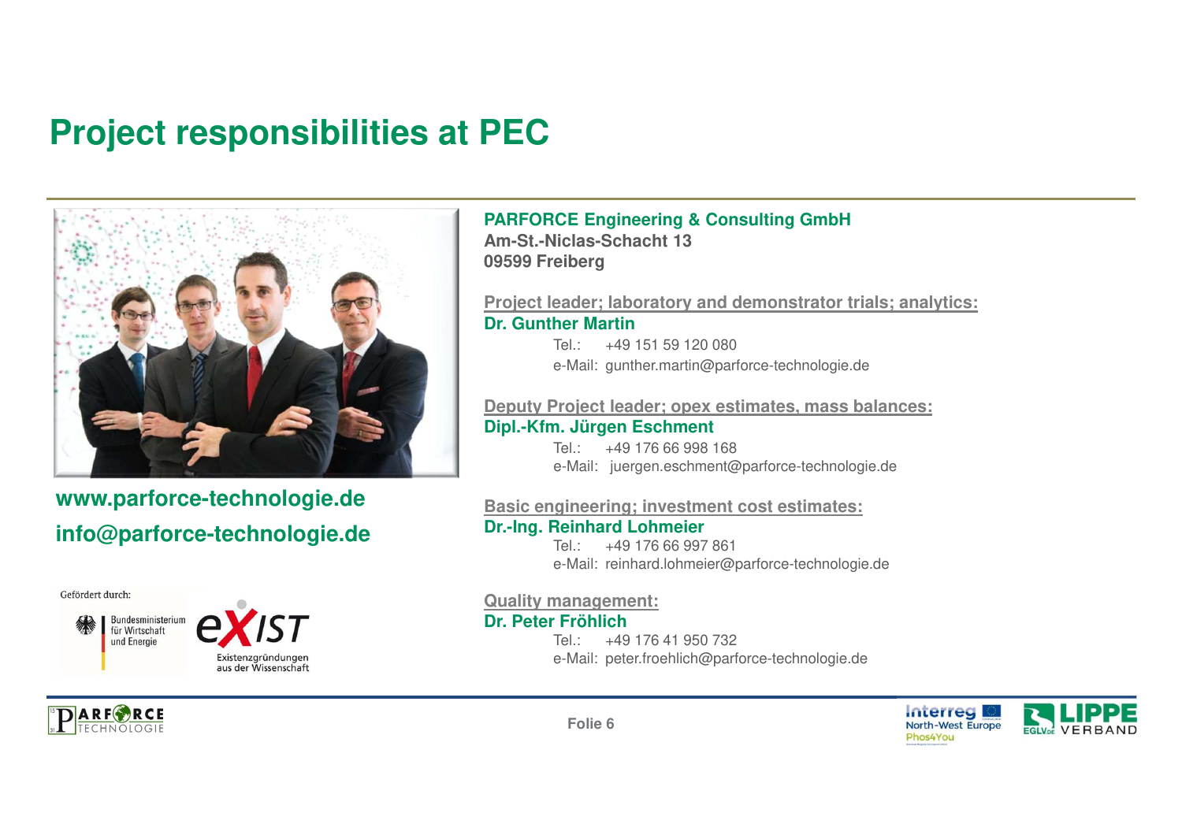# Project responsibilities at PEC

www.parforce-technologie.de

info@parforce-technologie.de

Gefördert durch:

Bundesministerium für Wirtschaft und Energie

eXIST Existenzgründungen aus der Wissenschaft

**PARFORCE Engineering & Consulting GmbH**
**Am-St.-Niclas-Schacht 13**
**09599 Freiberg**

**Project leader; laboratory and demonstrator trials; analytics:**
**Dr. Gunther Martin**
Tel.: +49 151 59 120 080
e-Mail: gunther.martin@parforce-technologie.de

**Deputy Project leader; opex estimates, mass balances:**
**Dipl.-Kfm. Jürgen Eschment**
Tel.: +49 176 66 998 168
e-Mail: juergen.eschment@parforce-technologie.de

**Basic engineering; investment cost estimates:**
**Dr.-Ing. Reinhard Lohmeier**
Tel.: +49 176 66 997 861
e-Mail: reinhard.lohmeier@parforce-technologie.de

**Quality management:**
**Dr. Peter Fröhlich**
Tel.: +49 176 41 950 732
e-Mail: peter.froehlich@parforce-technologie.de